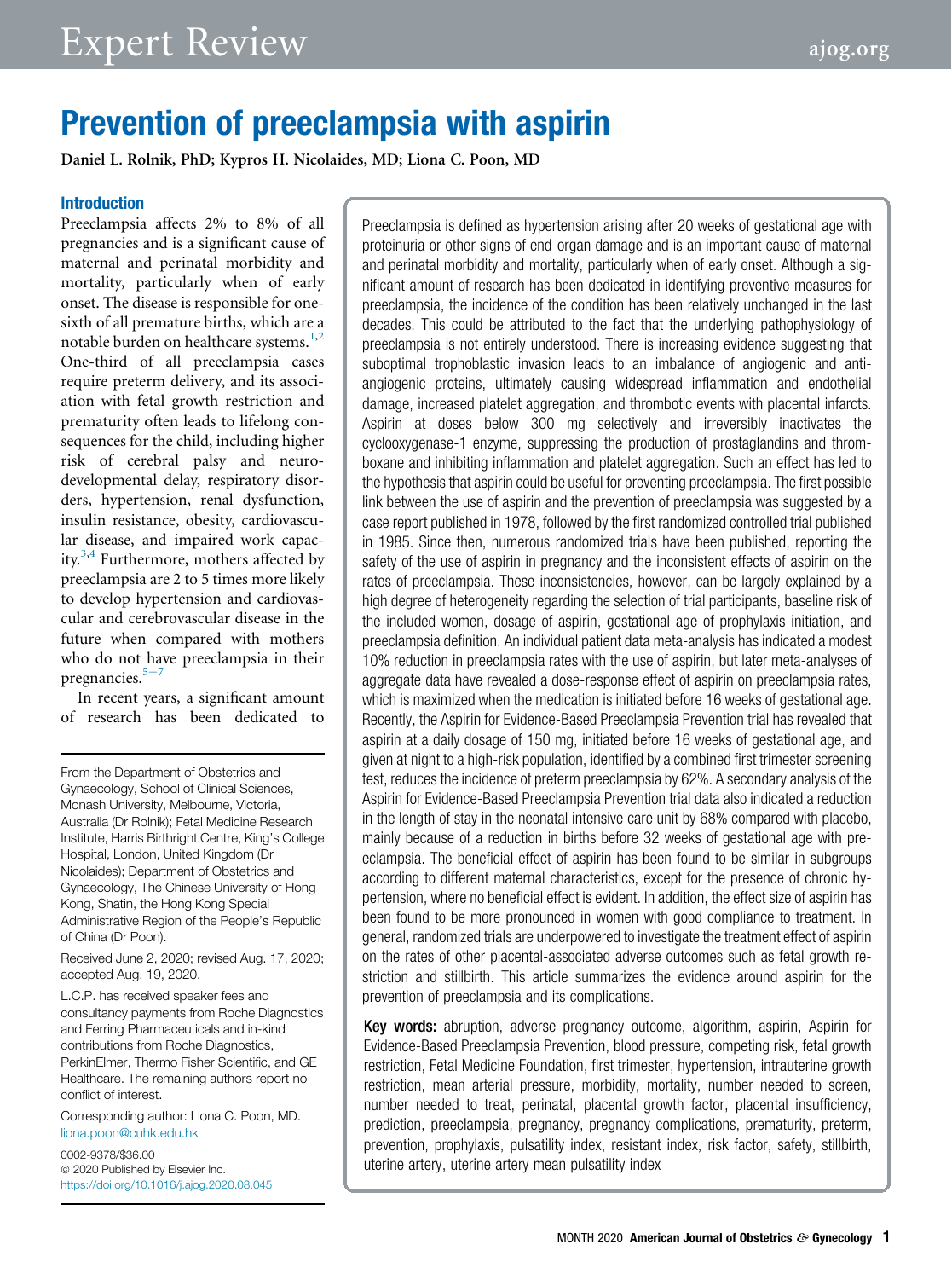# Prevention of preeclampsia with aspirin

Daniel L. Rolnik, PhD; Kypros H. Nicolaides, MD; Liona C. Poon, MD

Preeclampsia is defined as hypertension arising after 20 weeks of gestational age with proteinuria or other signs of end-organ damage and is an important cause of maternal and perinatal morbidity and mortality, particularly when of early onset. Although a significant amount of research has been dedicated in identifying preventive measures for preeclampsia, the incidence of the condition has been relatively unchanged in the last decades. This could be attributed to the fact that the underlying pathophysiology of preeclampsia is not entirely understood. There is increasing evidence suggesting that suboptimal trophoblastic invasion leads to an imbalance of angiogenic and antiangiogenic proteins, ultimately causing widespread inflammation and endothelial damage, increased platelet aggregation, and thrombotic events with placental infarcts. Aspirin at doses below 300 mg selectively and irreversibly inactivates the cyclooxygenase-1 enzyme, suppressing the production of prostaglandins and thromboxane and inhibiting inflammation and platelet aggregation. Such an effect has led to the hypothesis that aspirin could be useful for preventing preeclampsia. The first possible link between the use of aspirin and the prevention of preeclampsia was suggested by a case report published in 1978, followed by the first randomized controlled trial published in 1985. Since then, numerous randomized trials have been published, reporting the safety of the use of aspirin in pregnancy and the inconsistent effects of aspirin on the rates of preeclampsia. These inconsistencies, however, can be largely explained by a high degree of heterogeneity regarding the selection of trial participants, baseline risk of the included women, dosage of aspirin, gestational age of prophylaxis initiation, and preeclampsia definition. An individual patient data meta-analysis has indicated a modest 10% reduction in preeclampsia rates with the use of aspirin, but later meta-analyses of aggregate data have revealed a dose-response effect of aspirin on preeclampsia rates, which is maximized when the medication is initiated before 16 weeks of gestational age. Recently, the Aspirin for Evidence-Based Preeclampsia Prevention trial has revealed that aspirin at a daily dosage of 150 mg, initiated before 16 weeks of gestational age, and given at night to a high-risk population, identified by a combined first trimester screening test, reduces the incidence of preterm preeclampsia by 62%. A secondary analysis of the Aspirin for Evidence-Based Preeclampsia Prevention trial data also indicated a reduction in the length of stay in the neonatal intensive care unit by 68% compared with placebo, mainly because of a reduction in births before 32 weeks of gestational age with preeclampsia. The beneficial effect of aspirin has been found to be similar in subgroups according to different maternal characteristics, except for the presence of chronic hypertension, where no beneficial effect is evident. In addition, the effect size of aspirin has been found to be more pronounced in women with good compliance to treatment. In general, randomized trials are underpowered to investigate the treatment effect of aspirin on the rates of other placental-associated adverse outcomes such as fetal growth restriction and stillbirth. This article summarizes the evidence around aspirin for the prevention of preeclampsia and its complications.

**Key words:** abruption, adverse pregnancy outcome, algorithm, aspirin, Aspirin for Evidence-Based Preeclampsia Prevention, blood pressure, competing risk, fetal growth restriction, Fetal Medicine Foundation, first trimester, hypertension, intrauterine growth restriction, mean arterial pressure, morbidity, mortality, number needed to screen, number needed to treat, perinatal, placental growth factor, placental insufficiency, prediction, preeclampsia, pregnancy, pregnancy complications, prematurity, preterm, prevention, prophylaxis, pulsatility index, resistant index, risk factor, safety, stillbirth, uterine artery, uterine artery mean pulsatility index

## Introduction

Preeclampsia affects 2% to 8% of all pregnancies and is a significant cause of maternal and perinatal morbidity and mortality, particularly when of early onset. The disease is responsible for one-sixth of all premature births, which are a notable burden on healthcare systems.[1,2] One-third of all preeclampsia cases require preterm delivery, and its association with fetal growth restriction and prematurity often leads to lifelong consequences for the child, including higher risk of cerebral palsy and neurodevelopmental delay, respiratory disorders, hypertension, renal dysfunction, insulin resistance, obesity, cardiovascular disease, and impaired work capacity.[3,4] Furthermore, mothers affected by preeclampsia are 2 to 5 times more likely to develop hypertension and cardiovascular and cerebrovascular disease in the future when compared with mothers who do not have preeclampsia in their pregnancies.[5–7]

In recent years, a significant amount of research has been dedicated to

---

From the Department of Obstetrics and Gynaecology, School of Clinical Sciences, Monash University, Melbourne, Victoria, Australia (Dr Rolnik); Fetal Medicine Research Institute, Harris Birthright Centre, King's College Hospital, London, United Kingdom (Dr Nicolaides); Department of Obstetrics and Gynaecology, The Chinese University of Hong Kong, Shatin, the Hong Kong Special Administrative Region of the People's Republic of China (Dr Poon).

Received June 2, 2020; revised Aug. 17, 2020; accepted Aug. 19, 2020.

L.C.P. has received speaker fees and consultancy payments from Roche Diagnostics and Ferring Pharmaceuticals and in-kind contributions from Roche Diagnostics, PerkinElmer, Thermo Fisher Scientific, and GE Healthcare. The remaining authors report no conflict of interest.

Corresponding author: Liona C. Poon, MD. liona.poon@cuhk.edu.hk

0002-9378/$36.00
© 2020 Published by Elsevier Inc.
https://doi.org/10.1016/j.ajog.2020.08.045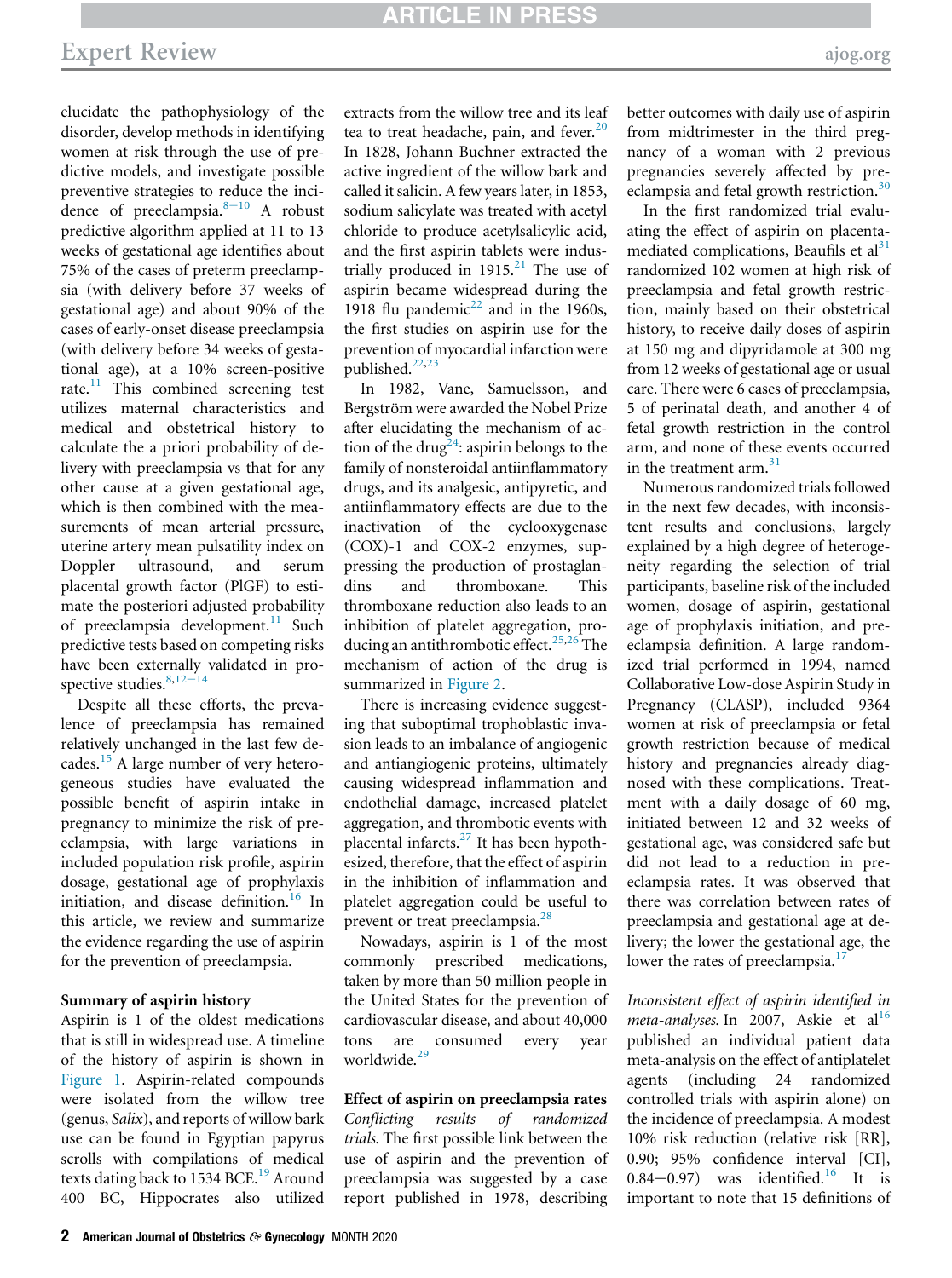elucidate the pathophysiology of the disorder, develop methods in identifying women at risk through the use of predictive models, and investigate possible preventive strategies to reduce the incidence of preeclampsia.[8–10] A robust predictive algorithm applied at 11 to 13 weeks of gestational age identifies about 75% of the cases of preterm preeclampsia (with delivery before 37 weeks of gestational age) and about 90% of the cases of early-onset disease preeclampsia (with delivery before 34 weeks of gestational age), at a 10% screen-positive rate.[11] This combined screening test utilizes maternal characteristics and medical and obstetrical history to calculate the a priori probability of delivery with preeclampsia vs that for any other cause at a given gestational age, which is then combined with the measurements of mean arterial pressure, uterine artery mean pulsatility index on Doppler ultrasound, and serum placental growth factor (PlGF) to estimate the posteriori adjusted probability of preeclampsia development.[11] Such predictive tests based on competing risks have been externally validated in prospective studies.[8,12–14]

Despite all these efforts, the prevalence of preeclampsia has remained relatively unchanged in the last few decades.[15] A large number of very heterogeneous studies have evaluated the possible benefit of aspirin intake in pregnancy to minimize the risk of preeclampsia, with large variations in included population risk profile, aspirin dosage, gestational age of prophylaxis initiation, and disease definition.[16] In this article, we review and summarize the evidence regarding the use of aspirin for the prevention of preeclampsia.

### Summary of aspirin history

Aspirin is 1 of the oldest medications that is still in widespread use. A timeline of the history of aspirin is shown in Figure 1. Aspirin-related compounds were isolated from the willow tree (genus, *Salix*), and reports of willow bark use can be found in Egyptian papyrus scrolls with compilations of medical texts dating back to 1534 BCE.[19] Around 400 BC, Hippocrates also utilized extracts from the willow tree and its leaf tea to treat headache, pain, and fever.[20] In 1828, Johann Buchner extracted the active ingredient of the willow bark and called it salicin. A few years later, in 1853, sodium salicylate was treated with acetyl chloride to produce acetylsalicylic acid, and the first aspirin tablets were industrially produced in 1915.[21] The use of aspirin became widespread during the 1918 flu pandemic[22] and in the 1960s, the first studies on aspirin use for the prevention of myocardial infarction were published.[22,23]

In 1982, Vane, Samuelsson, and Bergström were awarded the Nobel Prize after elucidating the mechanism of action of the drug[24]: aspirin belongs to the family of nonsteroidal antiinflammatory drugs, and its analgesic, antipyretic, and antiinflammatory effects are due to the inactivation of the cyclooxygenase (COX)-1 and COX-2 enzymes, suppressing the production of prostaglandins and thromboxane. This thromboxane reduction also leads to an inhibition of platelet aggregation, producing an antithrombotic effect.[25,26] The mechanism of action of the drug is summarized in Figure 2.

There is increasing evidence suggesting that suboptimal trophoblastic invasion leads to an imbalance of angiogenic and antiangiogenic proteins, ultimately causing widespread inflammation and endothelial damage, increased platelet aggregation, and thrombotic events with placental infarcts.[27] It has been hypothesized, therefore, that the effect of aspirin in the inhibition of inflammation and platelet aggregation could be useful to prevent or treat preeclampsia.[28]

Nowadays, aspirin is 1 of the most commonly prescribed medications, taken by more than 50 million people in the United States for the prevention of cardiovascular disease, and about 40,000 tons are consumed every year worldwide.[29]

### Effect of aspirin on preeclampsia rates

*Conflicting results of randomized trials.* The first possible link between the use of aspirin and the prevention of preeclampsia was suggested by a case report published in 1978, describing better outcomes with daily use of aspirin from midtrimester in the third pregnancy of a woman with 2 previous pregnancies severely affected by preeclampsia and fetal growth restriction.[30]

In the first randomized trial evaluating the effect of aspirin on placenta-mediated complications, Beaufils et al[31] randomized 102 women at high risk of preeclampsia and fetal growth restriction, mainly based on their obstetrical history, to receive daily doses of aspirin at 150 mg and dipyridamole at 300 mg from 12 weeks of gestational age or usual care. There were 6 cases of preeclampsia, 5 of perinatal death, and another 4 of fetal growth restriction in the control arm, and none of these events occurred in the treatment arm.[31]

Numerous randomized trials followed in the next few decades, with inconsistent results and conclusions, largely explained by a high degree of heterogeneity regarding the selection of trial participants, baseline risk of the included women, dosage of aspirin, gestational age of prophylaxis initiation, and preeclampsia definition. A large randomized trial performed in 1994, named Collaborative Low-dose Aspirin Study in Pregnancy (CLASP), included 9364 women at risk of preeclampsia or fetal growth restriction because of medical history and pregnancies already diagnosed with these complications. Treatment with a daily dosage of 60 mg, initiated between 12 and 32 weeks of gestational age, was considered safe but did not lead to a reduction in preeclampsia rates. It was observed that there was correlation between rates of preeclampsia and gestational age at delivery; the lower the gestational age, the lower the rates of preeclampsia.[17]

*Inconsistent effect of aspirin identified in meta-analyses.* In 2007, Askie et al[16] published an individual patient data meta-analysis on the effect of antiplatelet agents (including 24 randomized controlled trials with aspirin alone) on the incidence of preeclampsia. A modest 10% risk reduction (relative risk [RR], 0.90; 95% confidence interval [CI], 0.84–0.97) was identified.[16] It is important to note that 15 definitions of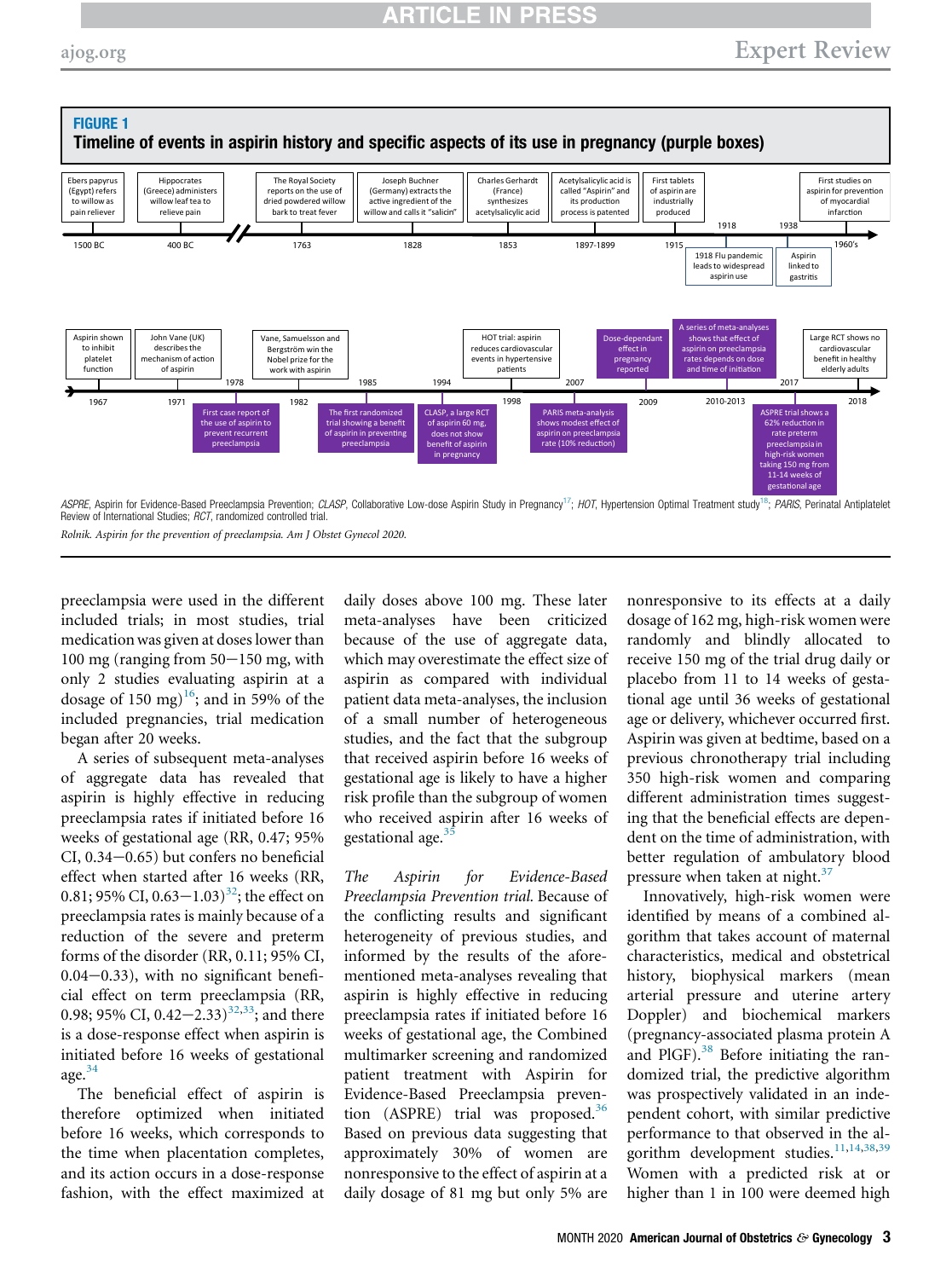**FIGURE 1**
**Timeline of events in aspirin history and specific aspects of its use in pregnancy (purple boxes)**

| Year | Event |
|---|---|
| 1500 BC | Ebers papyrus (Egypt) refers to willow as pain reliever |
| 400 BC | Hippocrates (Greece) administers willow leaf tea to relieve pain |
| 1763 | The Royal Society reports on the use of dried powdered willow bark to treat fever |
| 1828 | Joseph Buchner (Germany) extracts the active ingredient of the willow and calls it "salicin" |
| 1853 | Charles Gerhardt (France) synthesizes acetylsalicylic acid |
| 1897-1899 | Acetylsalicylic acid is called "Aspirin" and its production process is patented |
| 1915 | First tablets of aspirin are industrially produced |
| 1918 | 1918 Flu pandemic leads to widespread aspirin use |
| 1938 | Aspirin linked to gastritis |
| 1960's | First studies on aspirin for prevention of myocardial infarction |
| 1967 | Aspirin shown to inhibit platelet function |
| 1971 | John Vane (UK) describes the mechanism of action of aspirin |
| 1978 | First case report of the use of aspirin to prevent recurrent preeclampsia |
| 1982 | Vane, Samuelsson and Bergström win the Nobel prize for the work with aspirin |
| 1985 | The first randomized trial showing a benefit of aspirin in preventing preeclampsia |
| 1994 | CLASP, a large RCT of aspirin 60 mg, does not show benefit of aspirin in pregnancy |
| 1998 | HOT trial: aspirin reduces cardiovascular events in hypertensive patients |
| 2007 | PARIS meta-analysis shows modest effect of aspirin on preeclampsia rate (10% reduction) |
| 2009 | Dose-dependant effect in pregnancy reported |
| 2010-2013 | A series of meta-analyses shows that effect of aspirin on preeclampsia rates depends on dose and time of initiation |
| 2017 | ASPRE trial shows a 62% reduction in rate preterm preeclampsia in high-risk women taking 150 mg from 11-14 weeks of gestational age |
| 2018 | Large RCT shows no cardiovascular benefit in healthy elderly adults |

*ASPRE*, Aspirin for Evidence-Based Preeclampsia Prevention; *CLASP*, Collaborative Low-dose Aspirin Study in Pregnancy[17]; *HOT*, Hypertension Optimal Treatment study[18]; *PARIS*, Perinatal Antiplatelet Review of International Studies; *RCT*, randomized controlled trial.

*Rolnik. Aspirin for the prevention of preeclampsia. Am J Obstet Gynecol 2020.*

preeclampsia were used in the different included trials; in most studies, trial medication was given at doses lower than 100 mg (ranging from 50−150 mg, with only 2 studies evaluating aspirin at a dosage of 150 mg)[16]; and in 59% of the included pregnancies, trial medication began after 20 weeks.

A series of subsequent meta-analyses of aggregate data has revealed that aspirin is highly effective in reducing preeclampsia rates if initiated before 16 weeks of gestational age (RR, 0.47; 95% CI, 0.34−0.65) but confers no beneficial effect when started after 16 weeks (RR, 0.81; 95% CI, 0.63−1.03)[32]; the effect on preeclampsia rates is mainly because of a reduction of the severe and preterm forms of the disorder (RR, 0.11; 95% CI, 0.04−0.33), with no significant beneficial effect on term preeclampsia (RR, 0.98; 95% CI, 0.42−2.33)[32,33]; and there is a dose-response effect when aspirin is initiated before 16 weeks of gestational age.[34]

The beneficial effect of aspirin is therefore optimized when initiated before 16 weeks, which corresponds to the time when placentation completes, and its action occurs in a dose-response fashion, with the effect maximized at daily doses above 100 mg. These later meta-analyses have been criticized because of the use of aggregate data, which may overestimate the effect size of aspirin as compared with individual patient data meta-analyses, the inclusion of a small number of heterogeneous studies, and the fact that the subgroup that received aspirin before 16 weeks of gestational age is likely to have a higher risk profile than the subgroup of women who received aspirin after 16 weeks of gestational age.[35]

*The Aspirin for Evidence-Based Preeclampsia Prevention trial*. Because of the conflicting results and significant heterogeneity of previous studies, and informed by the results of the aforementioned meta-analyses revealing that aspirin is highly effective in reducing preeclampsia rates if initiated before 16 weeks of gestational age, the Combined multimarker screening and randomized patient treatment with Aspirin for Evidence-Based Preeclampsia prevention (ASPRE) trial was proposed.[36] Based on previous data suggesting that approximately 30% of women are nonresponsive to the effect of aspirin at a daily dosage of 81 mg but only 5% are nonresponsive to its effects at a daily dosage of 162 mg, high-risk women were randomly and blindly allocated to receive 150 mg of the trial drug daily or placebo from 11 to 14 weeks of gestational age until 36 weeks of gestational age or delivery, whichever occurred first. Aspirin was given at bedtime, based on a previous chronotherapy trial including 350 high-risk women and comparing different administration times suggesting that the beneficial effects are dependent on the time of administration, with better regulation of ambulatory blood pressure when taken at night.[37]

Innovatively, high-risk women were identified by means of a combined algorithm that takes account of maternal characteristics, medical and obstetrical history, biophysical markers (mean arterial pressure and uterine artery Doppler) and biochemical markers (pregnancy-associated plasma protein A and PlGF).[38] Before initiating the randomized trial, the predictive algorithm was prospectively validated in an independent cohort, with similar predictive performance to that observed in the algorithm development studies.[11,14,38,39] Women with a predicted risk at or higher than 1 in 100 were deemed high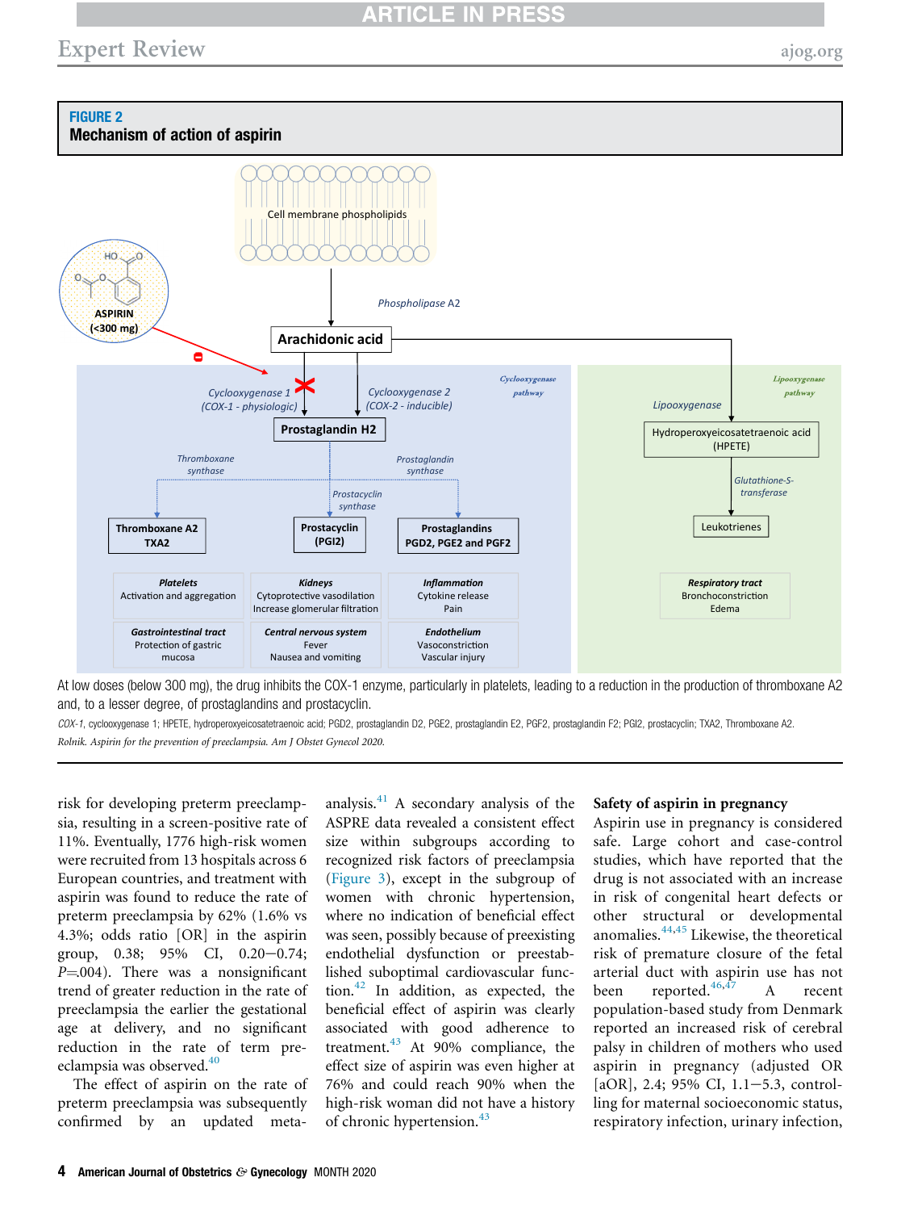**FIGURE 2**
**Mechanism of action of aspirin**

At low doses (below 300 mg), the drug inhibits the COX-1 enzyme, particularly in platelets, leading to a reduction in the production of thromboxane A2 and, to a lesser degree, of prostaglandins and prostacyclin.

*COX-1*, cyclooxygenase 1; HPETE, hydroperoxyeicosatetraenoic acid; PGD2, prostaglandin D2, PGE2, prostaglandin E2, PGF2, prostaglandin F2; PGI2, prostacyclin; TXA2, Thromboxane A2.

*Rolnik. Aspirin for the prevention of preeclampsia. Am J Obstet Gynecol 2020.*

risk for developing preterm preeclampsia, resulting in a screen-positive rate of 11%. Eventually, 1776 high-risk women were recruited from 13 hospitals across 6 European countries, and treatment with aspirin was found to reduce the rate of preterm preeclampsia by 62% (1.6% vs 4.3%; odds ratio [OR] in the aspirin group, 0.38; 95% CI, 0.20–0.74; *P*=.004). There was a nonsignificant trend of greater reduction in the rate of preeclampsia the earlier the gestational age at delivery, and no significant reduction in the rate of term preeclampsia was observed.[40]

The effect of aspirin on the rate of preterm preeclampsia was subsequently confirmed by an updated meta-analysis.[41] A secondary analysis of the ASPRE data revealed a consistent effect size within subgroups according to recognized risk factors of preeclampsia (Figure 3), except in the subgroup of women with chronic hypertension, where no indication of beneficial effect was seen, possibly because of preexisting endothelial dysfunction or preestablished suboptimal cardiovascular function.[42] In addition, as expected, the beneficial effect of aspirin was clearly associated with good adherence to treatment.[43] At 90% compliance, the effect size of aspirin was even higher at 76% and could reach 90% when the high-risk woman did not have a history of chronic hypertension.[43]

## Safety of aspirin in pregnancy

Aspirin use in pregnancy is considered safe. Large cohort and case-control studies, which have reported that the drug is not associated with an increase in risk of congenital heart defects or other structural or developmental anomalies.[44,45] Likewise, the theoretical risk of premature closure of the fetal arterial duct with aspirin use has not been reported.[46,47] A recent population-based study from Denmark reported an increased risk of cerebral palsy in children of mothers who used aspirin in pregnancy (adjusted OR [aOR], 2.4; 95% CI, 1.1–5.3, controlling for maternal socioeconomic status, respiratory infection, urinary infection,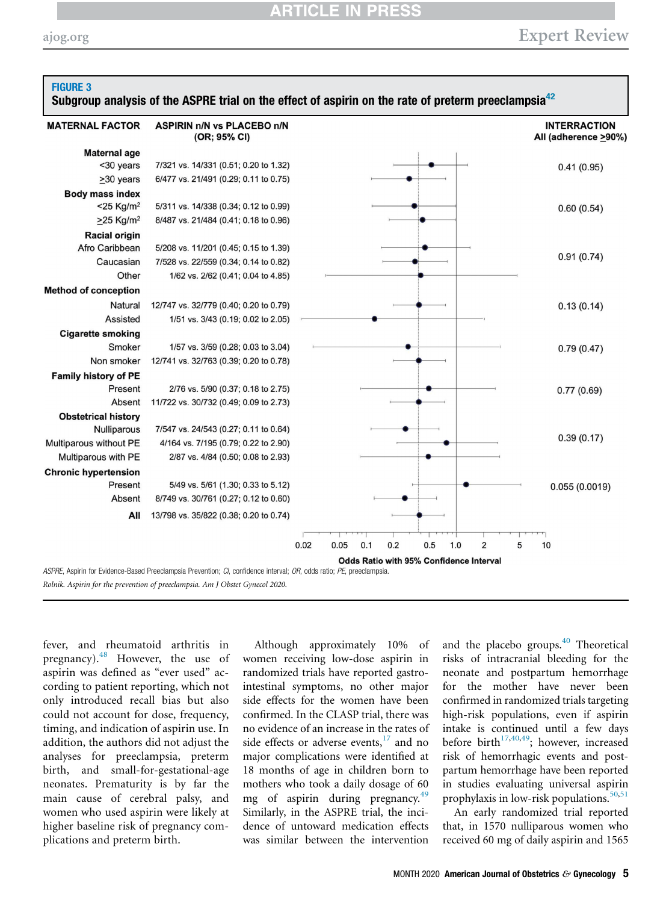**FIGURE 3**
**Subgroup analysis of the ASPRE trial on the effect of aspirin on the rate of preterm preeclampsia[42]**

| MATERNAL FACTOR | ASPIRIN n/N vs PLACEBO n/N (OR; 95% CI) | INTERRACTION All (adherence ≥90%) |
|---|---|---|
| **Maternal age** | | |
| <30 years | 7/321 vs. 14/331 (0.51; 0.20 to 1.32) | 0.41 (0.95) |
| ≥30 years | 6/477 vs. 21/491 (0.29; 0.11 to 0.75) | |
| **Body mass index** | | |
| <25 Kg/m² | 5/311 vs. 14/338 (0.34; 0.12 to 0.99) | 0.60 (0.54) |
| ≥25 Kg/m² | 8/487 vs. 21/484 (0.41; 0.18 to 0.96) | |
| **Racial origin** | | |
| Afro Caribbean | 5/208 vs. 11/201 (0.45; 0.15 to 1.39) | 0.91 (0.74) |
| Caucasian | 7/528 vs. 22/559 (0.34; 0.14 to 0.82) | |
| Other | 1/62 vs. 2/62 (0.41; 0.04 to 4.85) | |
| **Method of conception** | | |
| Natural | 12/747 vs. 32/779 (0.40; 0.20 to 0.79) | 0.13 (0.14) |
| Assisted | 1/51 vs. 3/43 (0.19; 0.02 to 2.05) | |
| **Cigarette smoking** | | |
| Smoker | 1/57 vs. 3/59 (0.28; 0.03 to 3.04) | 0.79 (0.47) |
| Non smoker | 12/741 vs. 32/763 (0.39; 0.20 to 0.78) | |
| **Family history of PE** | | |
| Present | 2/76 vs. 5/90 (0.37; 0.18 to 2.75) | 0.77 (0.69) |
| Absent | 11/722 vs. 30/732 (0.49; 0.09 to 2.73) | |
| **Obstetrical history** | | |
| Nulliparous | 7/547 vs. 24/543 (0.27; 0.11 to 0.64) | 0.39 (0.17) |
| Multiparous without PE | 4/164 vs. 7/195 (0.79; 0.22 to 2.90) | |
| Multiparous with PE | 2/87 vs. 4/84 (0.50; 0.08 to 2.93) | |
| **Chronic hypertension** | | |
| Present | 5/49 vs. 5/61 (1.30; 0.33 to 5.12) | 0.055 (0.0019) |
| Absent | 8/749 vs. 30/761 (0.27; 0.12 to 0.60) | |
| **All** | 13/798 vs. 35/822 (0.38; 0.20 to 0.74) | |

Odds Ratio with 95% Confidence Interval

*ASPRE*, Aspirin for Evidence-Based Preeclampsia Prevention; *CI*, confidence interval; *OR*, odds ratio; *PE*, preeclampsia.

*Rolnik. Aspirin for the prevention of preeclampsia. Am J Obstet Gynecol 2020.*

fever, and rheumatoid arthritis in pregnancy).[48] However, the use of aspirin was defined as "ever used" according to patient reporting, which not only introduced recall bias but also could not account for dose, frequency, timing, and indication of aspirin use. In addition, the authors did not adjust the analyses for preeclampsia, preterm birth, and small-for-gestational-age neonates. Prematurity is by far the main cause of cerebral palsy, and women who used aspirin were likely at higher baseline risk of pregnancy complications and preterm birth.

Although approximately 10% of women receiving low-dose aspirin in randomized trials have reported gastrointestinal symptoms, no other major side effects for the women have been confirmed. In the CLASP trial, there was no evidence of an increase in the rates of side effects or adverse events,[17] and no major complications were identified at 18 months of age in children born to mothers who took a daily dosage of 60 mg of aspirin during pregnancy.[49] Similarly, in the ASPRE trial, the incidence of untoward medication effects was similar between the intervention and the placebo groups.[40] Theoretical risks of intracranial bleeding for the neonate and postpartum hemorrhage for the mother have never been confirmed in randomized trials targeting high-risk populations, even if aspirin intake is continued until a few days before birth[17,40,49]; however, increased risk of hemorrhagic events and postpartum hemorrhage have been reported in studies evaluating universal aspirin prophylaxis in low-risk populations.[50,51]

An early randomized trial reported that, in 1570 nulliparous women who received 60 mg of daily aspirin and 1565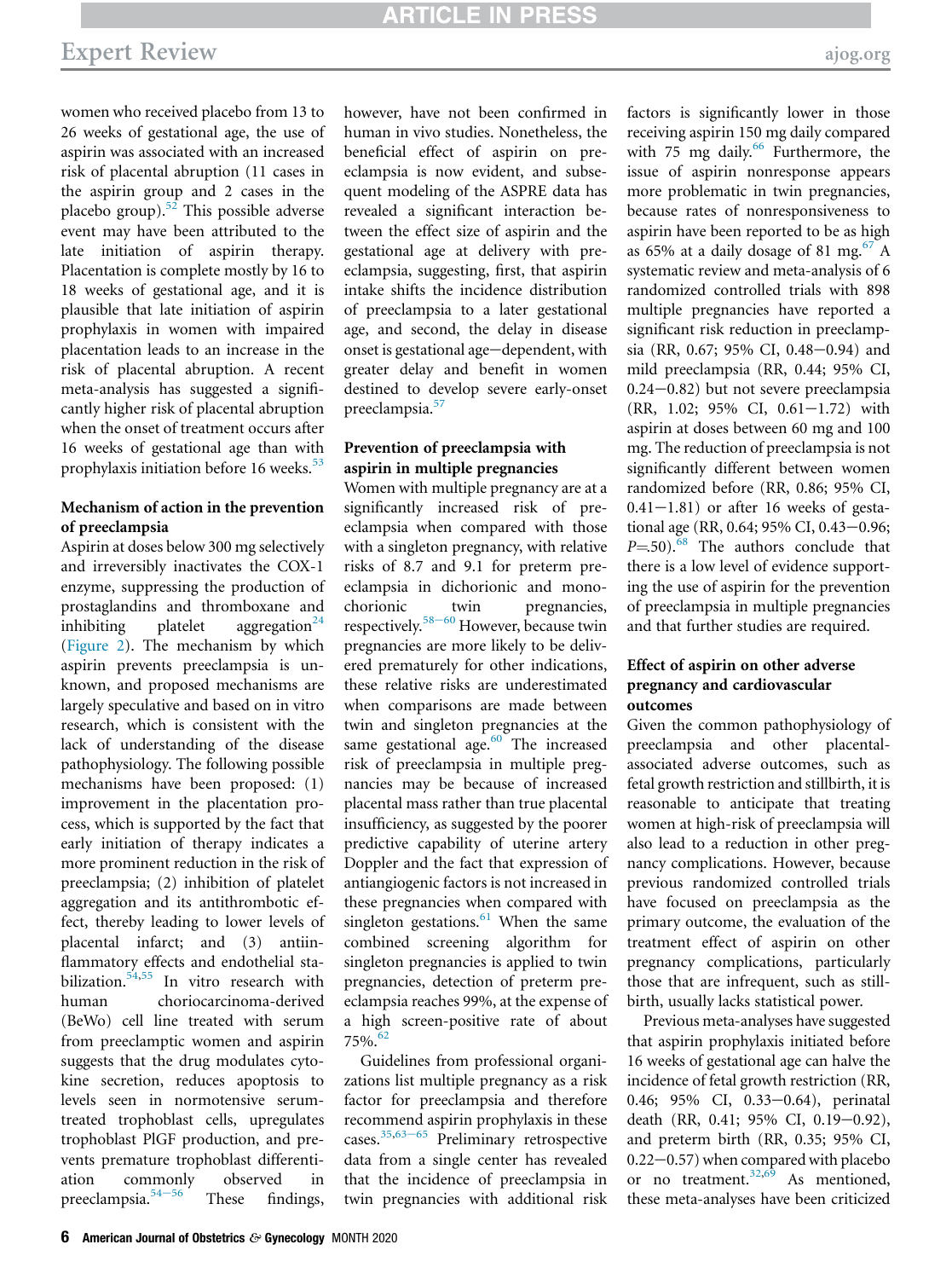women who received placebo from 13 to 26 weeks of gestational age, the use of aspirin was associated with an increased risk of placental abruption (11 cases in the aspirin group and 2 cases in the placebo group).[52] This possible adverse event may have been attributed to the late initiation of aspirin therapy. Placentation is complete mostly by 16 to 18 weeks of gestational age, and it is plausible that late initiation of aspirin prophylaxis in women with impaired placentation leads to an increase in the risk of placental abruption. A recent meta-analysis has suggested a significantly higher risk of placental abruption when the onset of treatment occurs after 16 weeks of gestational age than with prophylaxis initiation before 16 weeks.[53]

### Mechanism of action in the prevention of preeclampsia

Aspirin at doses below 300 mg selectively and irreversibly inactivates the COX-1 enzyme, suppressing the production of prostaglandins and thromboxane and inhibiting platelet aggregation[24] (Figure 2). The mechanism by which aspirin prevents preeclampsia is unknown, and proposed mechanisms are largely speculative and based on in vitro research, which is consistent with the lack of understanding of the disease pathophysiology. The following possible mechanisms have been proposed: (1) improvement in the placentation process, which is supported by the fact that early initiation of therapy indicates a more prominent reduction in the risk of preeclampsia; (2) inhibition of platelet aggregation and its antithrombotic effect, thereby leading to lower levels of placental infarct; and (3) antiinflammatory effects and endothelial stabilization.[54,55] In vitro research with human choriocarcinoma-derived (BeWo) cell line treated with serum from preeclamptic women and aspirin suggests that the drug modulates cytokine secretion, reduces apoptosis to levels seen in normotensive serum-treated trophoblast cells, upregulates trophoblast PlGF production, and prevents premature trophoblast differentiation commonly observed in preeclampsia.[54–56] These findings, however, have not been confirmed in human in vivo studies. Nonetheless, the beneficial effect of aspirin on preeclampsia is now evident, and subsequent modeling of the ASPRE data has revealed a significant interaction between the effect size of aspirin and the gestational age at delivery with preeclampsia, suggesting, first, that aspirin intake shifts the incidence distribution of preeclampsia to a later gestational age, and second, the delay in disease onset is gestational age–dependent, with greater delay and benefit in women destined to develop severe early-onset preeclampsia.[57]

### Prevention of preeclampsia with aspirin in multiple pregnancies

Women with multiple pregnancy are at a significantly increased risk of preeclampsia when compared with those with a singleton pregnancy, with relative risks of 8.7 and 9.1 for preterm preeclampsia in dichorionic and monochorionic twin pregnancies, respectively.[58–60] However, because twin pregnancies are more likely to be delivered prematurely for other indications, these relative risks are underestimated when comparisons are made between twin and singleton pregnancies at the same gestational age.[60] The increased risk of preeclampsia in multiple pregnancies may be because of increased placental mass rather than true placental insufficiency, as suggested by the poorer predictive capability of uterine artery Doppler and the fact that expression of antiangiogenic factors is not increased in these pregnancies when compared with singleton gestations.[61] When the same combined screening algorithm for singleton pregnancies is applied to twin pregnancies, detection of preterm preeclampsia reaches 99%, at the expense of a high screen-positive rate of about 75%.[62]

Guidelines from professional organizations list multiple pregnancy as a risk factor for preeclampsia and therefore recommend aspirin prophylaxis in these cases.[35,63–65] Preliminary retrospective data from a single center has revealed that the incidence of preeclampsia in twin pregnancies with additional risk factors is significantly lower in those receiving aspirin 150 mg daily compared with 75 mg daily.[66] Furthermore, the issue of aspirin nonresponse appears more problematic in twin pregnancies, because rates of nonresponsiveness to aspirin have been reported to be as high as 65% at a daily dosage of 81 mg.[67] A systematic review and meta-analysis of 6 randomized controlled trials with 898 multiple pregnancies have reported a significant risk reduction in preeclampsia (RR, 0.67; 95% CI, 0.48–0.94) and mild preeclampsia (RR, 0.44; 95% CI, 0.24–0.82) but not severe preeclampsia (RR, 1.02; 95% CI, 0.61–1.72) with aspirin at doses between 60 mg and 100 mg. The reduction of preeclampsia is not significantly different between women randomized before (RR, 0.86; 95% CI, 0.41–1.81) or after 16 weeks of gestational age (RR, 0.64; 95% CI, 0.43–0.96; $P$=.50).[68] The authors conclude that there is a low level of evidence supporting the use of aspirin for the prevention of preeclampsia in multiple pregnancies and that further studies are required.

### Effect of aspirin on other adverse pregnancy and cardiovascular outcomes

Given the common pathophysiology of preeclampsia and other placental-associated adverse outcomes, such as fetal growth restriction and stillbirth, it is reasonable to anticipate that treating women at high-risk of preeclampsia will also lead to a reduction in other pregnancy complications. However, because previous randomized controlled trials have focused on preeclampsia as the primary outcome, the evaluation of the treatment effect of aspirin on other pregnancy complications, particularly those that are infrequent, such as stillbirth, usually lacks statistical power.

Previous meta-analyses have suggested that aspirin prophylaxis initiated before 16 weeks of gestational age can halve the incidence of fetal growth restriction (RR, 0.46; 95% CI, 0.33–0.64), perinatal death (RR, 0.41; 95% CI, 0.19–0.92), and preterm birth (RR, 0.35; 95% CI, 0.22–0.57) when compared with placebo or no treatment.[32,69] As mentioned, these meta-analyses have been criticized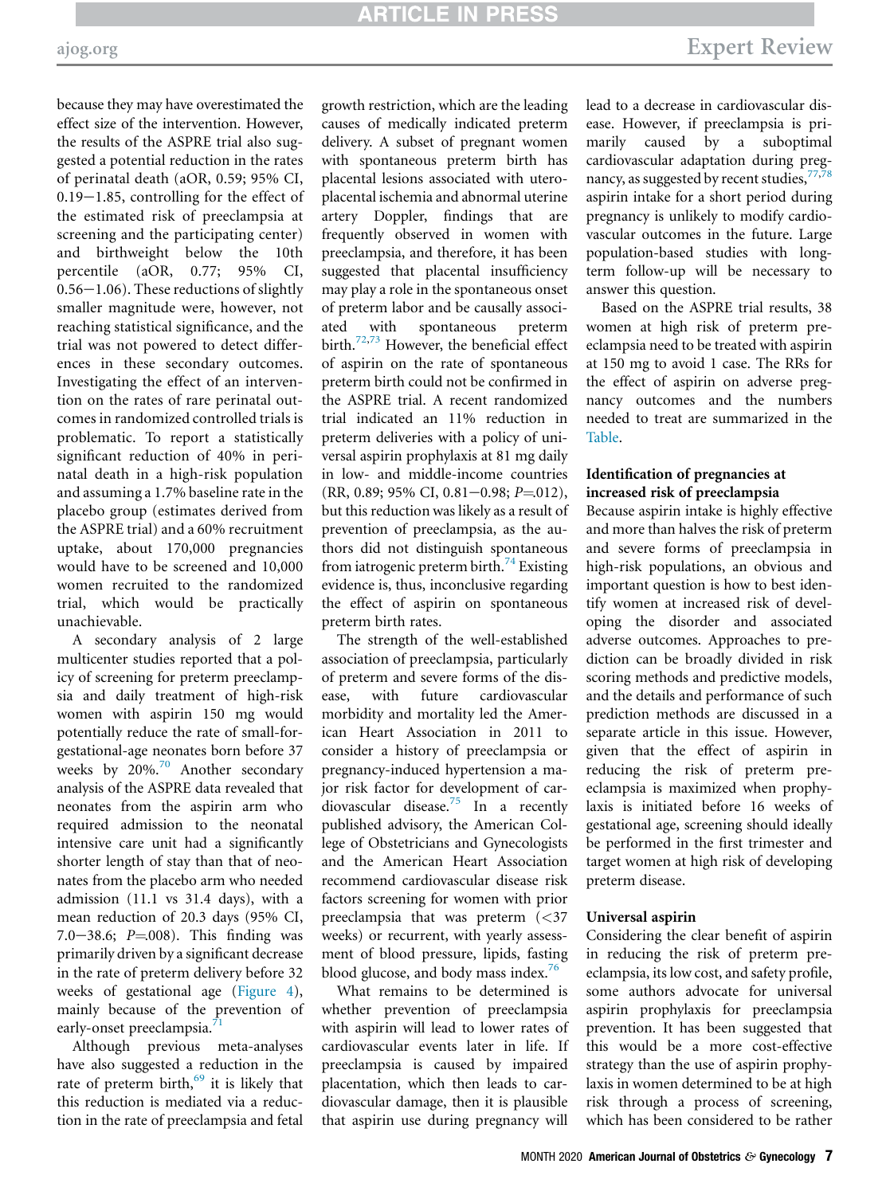because they may have overestimated the effect size of the intervention. However, the results of the ASPRE trial also suggested a potential reduction in the rates of perinatal death (aOR, 0.59; 95% CI, 0.19−1.85, controlling for the effect of the estimated risk of preeclampsia at screening and the participating center) and birthweight below the 10th percentile (aOR, 0.77; 95% CI, 0.56−1.06). These reductions of slightly smaller magnitude were, however, not reaching statistical significance, and the trial was not powered to detect differences in these secondary outcomes. Investigating the effect of an intervention on the rates of rare perinatal outcomes in randomized controlled trials is problematic. To report a statistically significant reduction of 40% in perinatal death in a high-risk population and assuming a 1.7% baseline rate in the placebo group (estimates derived from the ASPRE trial) and a 60% recruitment uptake, about 170,000 pregnancies would have to be screened and 10,000 women recruited to the randomized trial, which would be practically unachievable.

A secondary analysis of 2 large multicenter studies reported that a policy of screening for preterm preeclampsia and daily treatment of high-risk women with aspirin 150 mg would potentially reduce the rate of small-for-gestational-age neonates born before 37 weeks by 20%.[70] Another secondary analysis of the ASPRE data revealed that neonates from the aspirin arm who required admission to the neonatal intensive care unit had a significantly shorter length of stay than that of neonates from the placebo arm who needed admission (11.1 vs 31.4 days), with a mean reduction of 20.3 days (95% CI, 7.0−38.6; *P*=.008). This finding was primarily driven by a significant decrease in the rate of preterm delivery before 32 weeks of gestational age (Figure 4), mainly because of the prevention of early-onset preeclampsia.[71]

Although previous meta-analyses have also suggested a reduction in the rate of preterm birth,[69] it is likely that this reduction is mediated via a reduction in the rate of preeclampsia and fetal growth restriction, which are the leading causes of medically indicated preterm delivery. A subset of pregnant women with spontaneous preterm birth has placental lesions associated with uteroplacental ischemia and abnormal uterine artery Doppler, findings that are frequently observed in women with preeclampsia, and therefore, it has been suggested that placental insufficiency may play a role in the spontaneous onset of preterm labor and be causally associated with spontaneous preterm birth.[72,73] However, the beneficial effect of aspirin on the rate of spontaneous preterm birth could not be confirmed in the ASPRE trial. A recent randomized trial indicated an 11% reduction in preterm deliveries with a policy of universal aspirin prophylaxis at 81 mg daily in low- and middle-income countries (RR, 0.89; 95% CI, 0.81−0.98; *P*=.012), but this reduction was likely as a result of prevention of preeclampsia, as the authors did not distinguish spontaneous from iatrogenic preterm birth.[74] Existing evidence is, thus, inconclusive regarding the effect of aspirin on spontaneous preterm birth rates.

The strength of the well-established association of preeclampsia, particularly of preterm and severe forms of the disease, with future cardiovascular morbidity and mortality led the American Heart Association in 2011 to consider a history of preeclampsia or pregnancy-induced hypertension a major risk factor for development of cardiovascular disease.[75] In a recently published advisory, the American College of Obstetricians and Gynecologists and the American Heart Association recommend cardiovascular disease risk factors screening for women with prior preeclampsia that was preterm (<37 weeks) or recurrent, with yearly assessment of blood pressure, lipids, fasting blood glucose, and body mass index.[76]

What remains to be determined is whether prevention of preeclampsia with aspirin will lead to lower rates of cardiovascular events later in life. If preeclampsia is caused by impaired placentation, which then leads to cardiovascular damage, then it is plausible that aspirin use during pregnancy will lead to a decrease in cardiovascular disease. However, if preeclampsia is primarily caused by a suboptimal cardiovascular adaptation during pregnancy, as suggested by recent studies,[77,78] aspirin intake for a short period during pregnancy is unlikely to modify cardiovascular outcomes in the future. Large population-based studies with long-term follow-up will be necessary to answer this question.

Based on the ASPRE trial results, 38 women at high risk of preterm preeclampsia need to be treated with aspirin at 150 mg to avoid 1 case. The RRs for the effect of aspirin on adverse pregnancy outcomes and the numbers needed to treat are summarized in the Table.

### Identification of pregnancies at increased risk of preeclampsia

Because aspirin intake is highly effective and more than halves the risk of preterm and severe forms of preeclampsia in high-risk populations, an obvious and important question is how to best identify women at increased risk of developing the disorder and associated adverse outcomes. Approaches to prediction can be broadly divided in risk scoring methods and predictive models, and the details and performance of such prediction methods are discussed in a separate article in this issue. However, given that the effect of aspirin in reducing the risk of preterm preeclampsia is maximized when prophylaxis is initiated before 16 weeks of gestational age, screening should ideally be performed in the first trimester and target women at high risk of developing preterm disease.

### Universal aspirin

Considering the clear benefit of aspirin in reducing the risk of preterm preeclampsia, its low cost, and safety profile, some authors advocate for universal aspirin prophylaxis for preeclampsia prevention. It has been suggested that this would be a more cost-effective strategy than the use of aspirin prophylaxis in women determined to be at high risk through a process of screening, which has been considered to be rather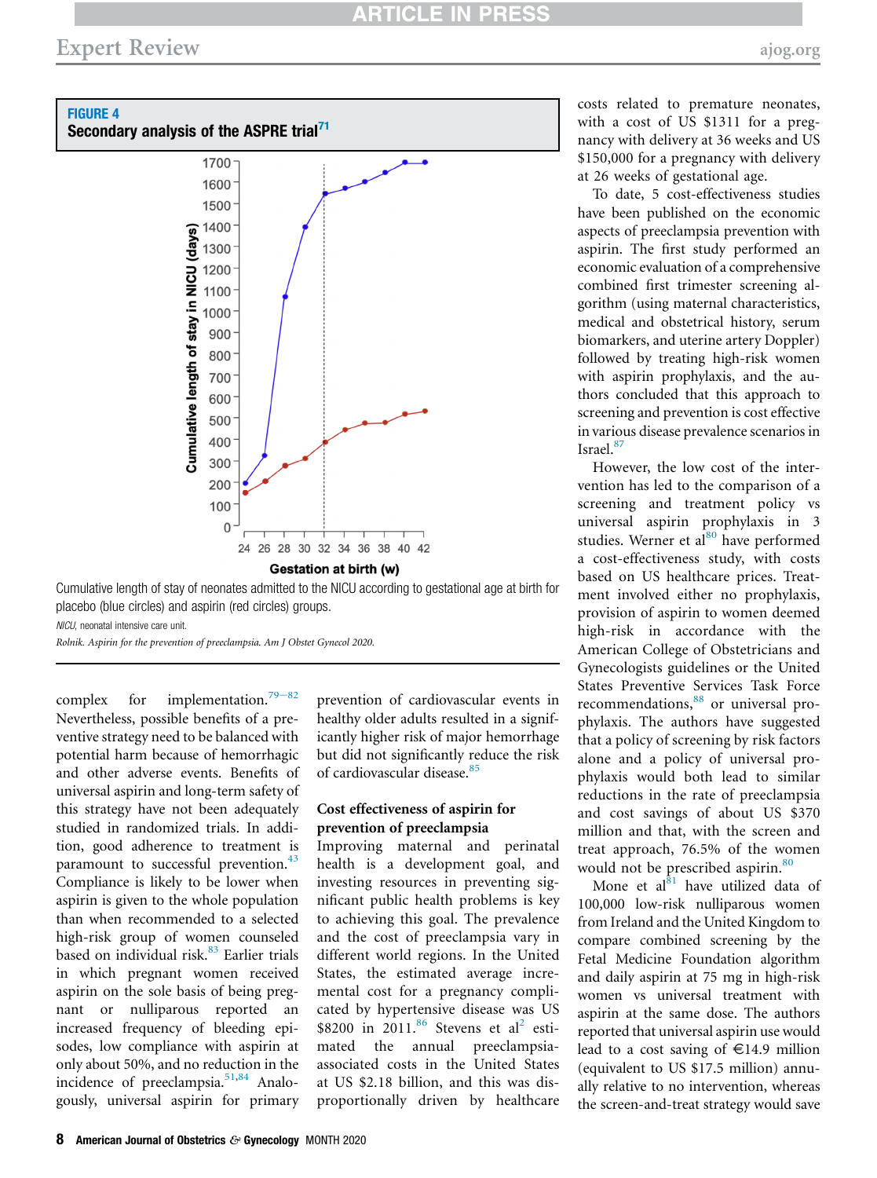**FIGURE 4**
**Secondary analysis of the ASPRE trial**[71]

Cumulative length of stay of neonates admitted to the NICU according to gestational age at birth for placebo (blue circles) and aspirin (red circles) groups.

*NICU*, neonatal intensive care unit.

*Rolnik. Aspirin for the prevention of preeclampsia. Am J Obstet Gynecol 2020.*

complex for implementation.[79–82] Nevertheless, possible benefits of a preventive strategy need to be balanced with potential harm because of hemorrhagic and other adverse events. Benefits of universal aspirin and long-term safety of this strategy have not been adequately studied in randomized trials. In addition, good adherence to treatment is paramount to successful prevention.[43] Compliance is likely to be lower when aspirin is given to the whole population than when recommended to a selected high-risk group of women counseled based on individual risk.[83] Earlier trials in which pregnant women received aspirin on the sole basis of being pregnant or nulliparous reported an increased frequency of bleeding episodes, low compliance with aspirin at only about 50%, and no reduction in the incidence of preeclampsia.[51,84] Analogously, universal aspirin for primary prevention of cardiovascular events in healthy older adults resulted in a significantly higher risk of major hemorrhage but did not significantly reduce the risk of cardiovascular disease.[85]

## Cost effectiveness of aspirin for prevention of preeclampsia

Improving maternal and perinatal health is a development goal, and investing resources in preventing significant public health problems is key to achieving this goal. The prevalence and the cost of preeclampsia vary in different world regions. In the United States, the estimated average incremental cost for a pregnancy complicated by hypertensive disease was US $8200 in 2011.[86] Stevens et al[2] estimated the annual preeclampsia-associated costs in the United States at US $2.18 billion, and this was disproportionally driven by healthcare costs related to premature neonates, with a cost of US $1311 for a pregnancy with delivery at 36 weeks and US $150,000 for a pregnancy with delivery at 26 weeks of gestational age.

To date, 5 cost-effectiveness studies have been published on the economic aspects of preeclampsia prevention with aspirin. The first study performed an economic evaluation of a comprehensive combined first trimester screening algorithm (using maternal characteristics, medical and obstetrical history, serum biomarkers, and uterine artery Doppler) followed by treating high-risk women with aspirin prophylaxis, and the authors concluded that this approach to screening and prevention is cost effective in various disease prevalence scenarios in Israel.[87]

However, the low cost of the intervention has led to the comparison of a screening and treatment policy vs universal aspirin prophylaxis in 3 studies. Werner et al[80] have performed a cost-effectiveness study, with costs based on US healthcare prices. Treatment involved either no prophylaxis, provision of aspirin to women deemed high-risk in accordance with the American College of Obstetricians and Gynecologists guidelines or the United States Preventive Services Task Force recommendations,[88] or universal prophylaxis. The authors have suggested that a policy of screening by risk factors alone and a policy of universal prophylaxis would both lead to similar reductions in the rate of preeclampsia and cost savings of about US $370 million and that, with the screen and treat approach, 76.5% of the women would not be prescribed aspirin.[80]

Mone et al[81] have utilized data of 100,000 low-risk nulliparous women from Ireland and the United Kingdom to compare combined screening by the Fetal Medicine Foundation algorithm and daily aspirin at 75 mg in high-risk women vs universal treatment with aspirin at the same dose. The authors reported that universal aspirin use would lead to a cost saving of €14.9 million (equivalent to US $17.5 million) annually relative to no intervention, whereas the screen-and-treat strategy would save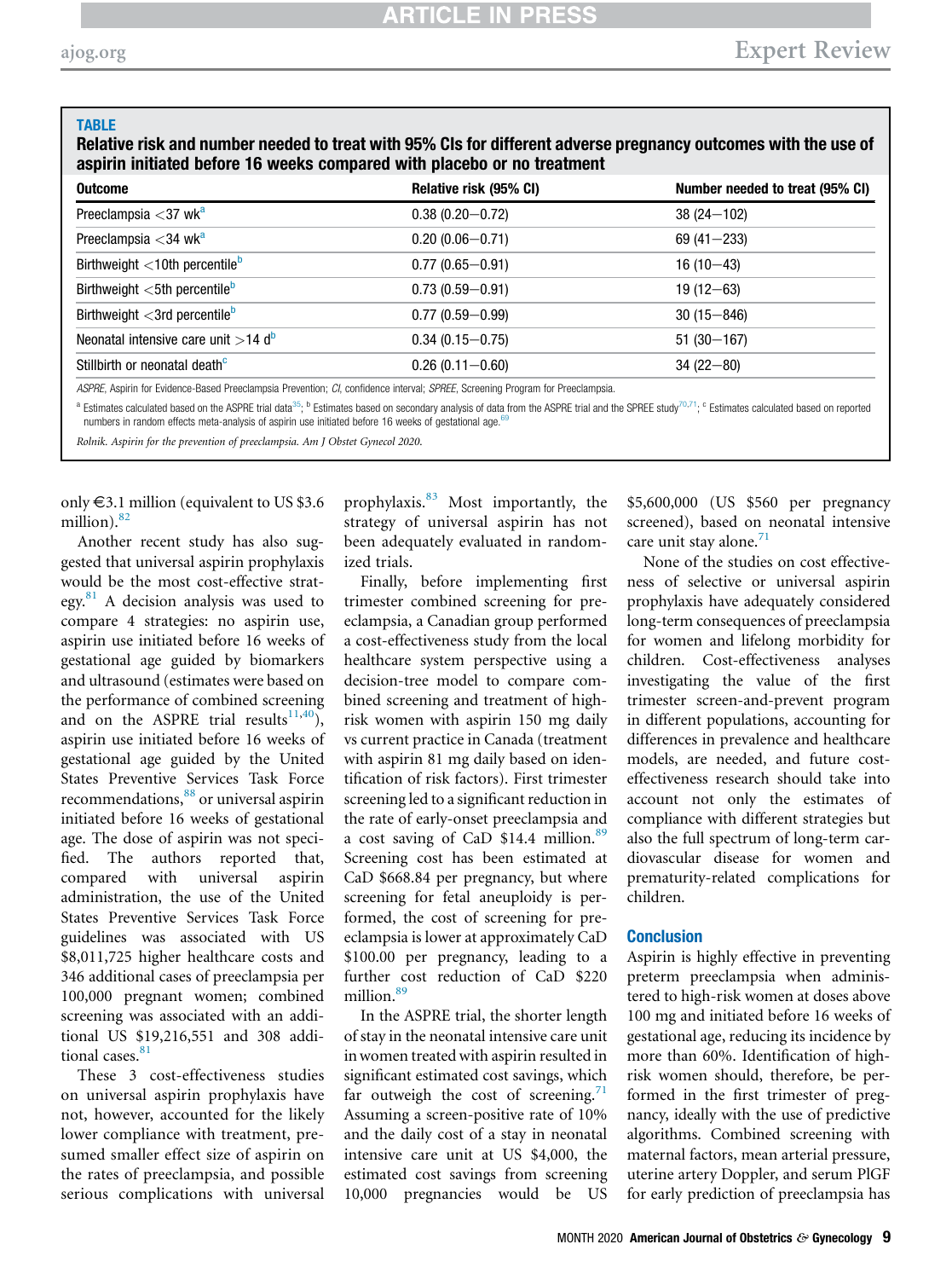**TABLE**

**Relative risk and number needed to treat with 95% CIs for different adverse pregnancy outcomes with the use of aspirin initiated before 16 weeks compared with placebo or no treatment**

| Outcome | Relative risk (95% CI) | Number needed to treat (95% CI) |
|---|---|---|
| Preeclampsia <37 wk[a] | 0.38 (0.20–0.72) | 38 (24–102) |
| Preeclampsia <34 wk[a] | 0.20 (0.06–0.71) | 69 (41–233) |
| Birthweight <10th percentile[b] | 0.77 (0.65–0.91) | 16 (10–43) |
| Birthweight <5th percentile[b] | 0.73 (0.59–0.91) | 19 (12–63) |
| Birthweight <3rd percentile[b] | 0.77 (0.59–0.99) | 30 (15–846) |
| Neonatal intensive care unit >14 d[b] | 0.34 (0.15–0.75) | 51 (30–167) |
| Stillbirth or neonatal death[c] | 0.26 (0.11–0.60) | 34 (22–80) |

*ASPRE*, Aspirin for Evidence-Based Preeclampsia Prevention; *CI*, confidence interval; *SPREE*, Screening Program for Preeclampsia.

[a] Estimates calculated based on the ASPRE trial data[35]; [b] Estimates based on secondary analysis of data from the ASPRE trial and the SPREE study[70,71]; [c] Estimates calculated based on reported numbers in random effects meta-analysis of aspirin use initiated before 16 weeks of gestational age.[69]

*Rolnik. Aspirin for the prevention of preeclampsia. Am J Obstet Gynecol 2020.*

only €3.1 million (equivalent to US $3.6 million).[82]

Another recent study has also suggested that universal aspirin prophylaxis would be the most cost-effective strategy.[81] A decision analysis was used to compare 4 strategies: no aspirin use, aspirin use initiated before 16 weeks of gestational age guided by biomarkers and ultrasound (estimates were based on the performance of combined screening and on the ASPRE trial results[11,40]), aspirin use initiated before 16 weeks of gestational age guided by the United States Preventive Services Task Force recommendations,[88] or universal aspirin initiated before 16 weeks of gestational age. The dose of aspirin was not specified. The authors reported that, compared with universal aspirin administration, the use of the United States Preventive Services Task Force guidelines was associated with US $8,011,725 higher healthcare costs and 346 additional cases of preeclampsia per 100,000 pregnant women; combined screening was associated with an additional US $19,216,551 and 308 additional cases.[81]

These 3 cost-effectiveness studies on universal aspirin prophylaxis have not, however, accounted for the likely lower compliance with treatment, presumed smaller effect size of aspirin on the rates of preeclampsia, and possible serious complications with universal prophylaxis.[83] Most importantly, the strategy of universal aspirin has not been adequately evaluated in randomized trials.

Finally, before implementing first trimester combined screening for preeclampsia, a Canadian group performed a cost-effectiveness study from the local healthcare system perspective using a decision-tree model to compare combined screening and treatment of high-risk women with aspirin 150 mg daily vs current practice in Canada (treatment with aspirin 81 mg daily based on identification of risk factors). First trimester screening led to a significant reduction in the rate of early-onset preeclampsia and a cost saving of CaD $14.4 million.[89] Screening cost has been estimated at CaD $668.84 per pregnancy, but where screening for fetal aneuploidy is performed, the cost of screening for preeclampsia is lower at approximately CaD $100.00 per pregnancy, leading to a further cost reduction of CaD $220 million.[89]

In the ASPRE trial, the shorter length of stay in the neonatal intensive care unit in women treated with aspirin resulted in significant estimated cost savings, which far outweigh the cost of screening.[71] Assuming a screen-positive rate of 10% and the daily cost of a stay in neonatal intensive care unit at US $4,000, the estimated cost savings from screening 10,000 pregnancies would be US $5,600,000 (US $560 per pregnancy screened), based on neonatal intensive care unit stay alone.[71]

None of the studies on cost effectiveness of selective or universal aspirin prophylaxis have adequately considered long-term consequences of preeclampsia for women and lifelong morbidity for children. Cost-effectiveness analyses investigating the value of the first trimester screen-and-prevent program in different populations, accounting for differences in prevalence and healthcare models, are needed, and future cost-effectiveness research should take into account not only the estimates of compliance with different strategies but also the full spectrum of long-term cardiovascular disease for women and prematurity-related complications for children.

## Conclusion

Aspirin is highly effective in preventing preterm preeclampsia when administered to high-risk women at doses above 100 mg and initiated before 16 weeks of gestational age, reducing its incidence by more than 60%. Identification of high-risk women should, therefore, be performed in the first trimester of pregnancy, ideally with the use of predictive algorithms. Combined screening with maternal factors, mean arterial pressure, uterine artery Doppler, and serum PlGF for early prediction of preeclampsia has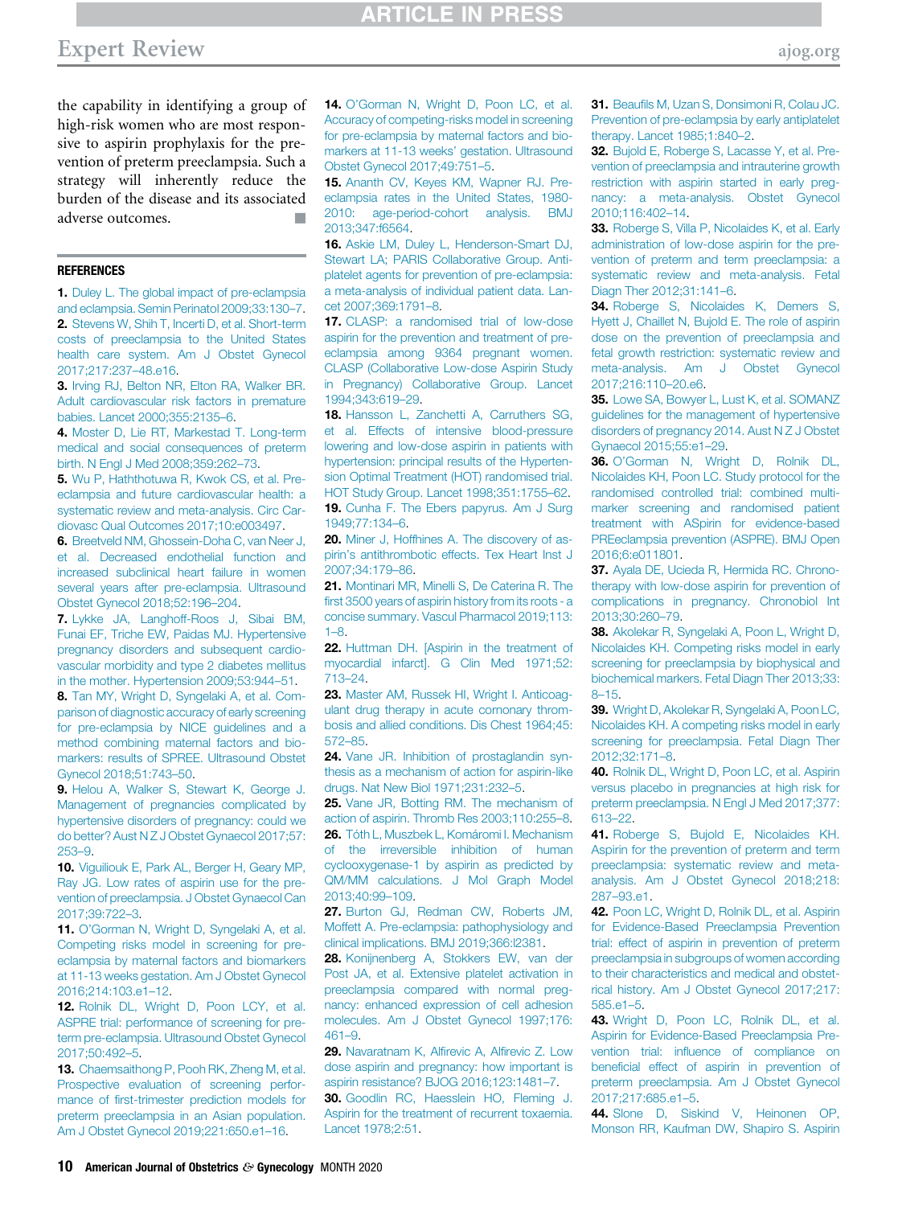the capability in identifying a group of high-risk women who are most responsive to aspirin prophylaxis for the prevention of preterm preeclampsia. Such a strategy will inherently reduce the burden of the disease and its associated adverse outcomes. ■

## REFERENCES

1. Duley L. The global impact of pre-eclampsia and eclampsia. Semin Perinatol 2009;33:130–7.
2. Stevens W, Shih T, Incerti D, et al. Short-term costs of preeclampsia to the United States health care system. Am J Obstet Gynecol 2017;217:237–48.e16.
3. Irving RJ, Belton NR, Elton RA, Walker BR. Adult cardiovascular risk factors in premature babies. Lancet 2000;355:2135–6.
4. Moster D, Lie RT, Markestad T. Long-term medical and social consequences of preterm birth. N Engl J Med 2008;359:262–73.
5. Wu P, Haththotuwa R, Kwok CS, et al. Preeclampsia and future cardiovascular health: a systematic review and meta-analysis. Circ Cardiovasc Qual Outcomes 2017;10:e003497.
6. Breetveld NM, Ghossein-Doha C, van Neer J, et al. Decreased endothelial function and increased subclinical heart failure in women several years after pre-eclampsia. Ultrasound Obstet Gynecol 2018;52:196–204.
7. Lykke JA, Langhoff-Roos J, Sibai BM, Funai EF, Triche EW, Paidas MJ. Hypertensive pregnancy disorders and subsequent cardiovascular morbidity and type 2 diabetes mellitus in the mother. Hypertension 2009;53:944–51.
8. Tan MY, Wright D, Syngelaki A, et al. Comparison of diagnostic accuracy of early screening for pre-eclampsia by NICE guidelines and a method combining maternal factors and biomarkers: results of SPREE. Ultrasound Obstet Gynecol 2018;51:743–50.
9. Helou A, Walker S, Stewart K, George J. Management of pregnancies complicated by hypertensive disorders of pregnancy: could we do better? Aust N Z J Obstet Gynaecol 2017;57:253–9.
10. Viguiliouk E, Park AL, Berger H, Geary MP, Ray JG. Low rates of aspirin use for the prevention of preeclampsia. J Obstet Gynaecol Can 2017;39:722–3.
11. O'Gorman N, Wright D, Syngelaki A, et al. Competing risks model in screening for preeclampsia by maternal factors and biomarkers at 11-13 weeks gestation. Am J Obstet Gynecol 2016;214:103.e1–12.
12. Rolnik DL, Wright D, Poon LCY, et al. ASPRE trial: performance of screening for preterm pre-eclampsia. Ultrasound Obstet Gynecol 2017;50:492–5.
13. Chaemsaithong P, Pooh RK, Zheng M, et al. Prospective evaluation of screening performance of first-trimester prediction models for preterm preeclampsia in an Asian population. Am J Obstet Gynecol 2019;221:650.e1–16.
14. O'Gorman N, Wright D, Poon LC, et al. Accuracy of competing-risks model in screening for pre-eclampsia by maternal factors and biomarkers at 11-13 weeks' gestation. Ultrasound Obstet Gynecol 2017;49:751–5.
15. Ananth CV, Keyes KM, Wapner RJ. Preeclampsia rates in the United States, 1980-2010: age-period-cohort analysis. BMJ 2013;347:f6564.
16. Askie LM, Duley L, Henderson-Smart DJ, Stewart LA; PARIS Collaborative Group. Antiplatelet agents for prevention of pre-eclampsia: a meta-analysis of individual patient data. Lancet 2007;369:1791–8.
17. CLASP: a randomised trial of low-dose aspirin for the prevention and treatment of preeclampsia among 9364 pregnant women. CLASP (Collaborative Low-dose Aspirin Study in Pregnancy) Collaborative Group. Lancet 1994;343:619–29.
18. Hansson L, Zanchetti A, Carruthers SG, et al. Effects of intensive blood-pressure lowering and low-dose aspirin in patients with hypertension: principal results of the Hypertension Optimal Treatment (HOT) randomised trial. HOT Study Group. Lancet 1998;351:1755–62.
19. Cunha F. The Ebers papyrus. Am J Surg 1949;77:134–6.
20. Miner J, Hoffhines A. The discovery of aspirin's antithrombotic effects. Tex Heart Inst J 2007;34:179–86.
21. Montinari MR, Minelli S, De Caterina R. The first 3500 years of aspirin history from its roots - a concise summary. Vascul Pharmacol 2019;113:1–8.
22. Huttman DH. [Aspirin in the treatment of myocardial infarct]. G Clin Med 1971;52:713–24.
23. Master AM, Russek HI, Wright I. Anticoagulant drug therapy in acute coronary thrombosis and allied conditions. Dis Chest 1964;45:572–85.
24. Vane JR. Inhibition of prostaglandin synthesis as a mechanism of action for aspirin-like drugs. Nat New Biol 1971;231:232–5.
25. Vane JR, Botting RM. The mechanism of action of aspirin. Thromb Res 2003;110:255–8.
26. Tóth L, Muszbek L, Komáromi I. Mechanism of the irreversible inhibition of human cyclooxygenase-1 by aspirin as predicted by QM/MM calculations. J Mol Graph Model 2013;40:99–109.
27. Burton GJ, Redman CW, Roberts JM, Moffett A. Pre-eclampsia: pathophysiology and clinical implications. BMJ 2019;366:l2381.
28. Konijnenberg A, Stokkers EW, van der Post JA, et al. Extensive platelet activation in preeclampsia compared with normal pregnancy: enhanced expression of cell adhesion molecules. Am J Obstet Gynecol 1997;176:461–9.
29. Navaratnam K, Alfirevic A, Alfirevic Z. Low dose aspirin and pregnancy: how important is aspirin resistance? BJOG 2016;123:1481–7.
30. Goodlin RC, Haesslein HO, Fleming J. Aspirin for the treatment of recurrent toxaemia. Lancet 1978;2:51.
31. Beaufils M, Uzan S, Donsimoni R, Colau JC. Prevention of pre-eclampsia by early antiplatelet therapy. Lancet 1985;1:840–2.
32. Bujold E, Roberge S, Lacasse Y, et al. Prevention of preeclampsia and intrauterine growth restriction with aspirin started in early pregnancy: a meta-analysis. Obstet Gynecol 2010;116:402–14.
33. Roberge S, Villa P, Nicolaides K, et al. Early administration of low-dose aspirin for the prevention of preterm and term preeclampsia: a systematic review and meta-analysis. Fetal Diagn Ther 2012;31:141–6.
34. Roberge S, Nicolaides K, Demers S, Hyett J, Chaillet N, Bujold E. The role of aspirin dose on the prevention of preeclampsia and fetal growth restriction: systematic review and meta-analysis. Am J Obstet Gynecol 2017;216:110–20.e6.
35. Lowe SA, Bowyer L, Lust K, et al. SOMANZ guidelines for the management of hypertensive disorders of pregnancy 2014. Aust N Z J Obstet Gynaecol 2015;55:e1–29.
36. O'Gorman N, Wright D, Rolnik DL, Nicolaides KH, Poon LC. Study protocol for the randomised controlled trial: combined multimarker screening and randomised patient treatment with ASpirin for evidence-based PREeclampsia prevention (ASPRE). BMJ Open 2016;6:e011801.
37. Ayala DE, Ucieda R, Hermida RC. Chronotherapy with low-dose aspirin for prevention of complications in pregnancy. Chronobiol Int 2013;30:260–79.
38. Akolekar R, Syngelaki A, Poon L, Wright D, Nicolaides KH. Competing risks model in early screening for preeclampsia by biophysical and biochemical markers. Fetal Diagn Ther 2013;33:8–15.
39. Wright D, Akolekar R, Syngelaki A, Poon LC, Nicolaides KH. A competing risks model in early screening for preeclampsia. Fetal Diagn Ther 2012;32:171–8.
40. Rolnik DL, Wright D, Poon LC, et al. Aspirin versus placebo in pregnancies at high risk for preterm preeclampsia. N Engl J Med 2017;377:613–22.
41. Roberge S, Bujold E, Nicolaides KH. Aspirin for the prevention of preterm and term preeclampsia: systematic review and meta-analysis. Am J Obstet Gynecol 2018;218:287–93.e1.
42. Poon LC, Wright D, Rolnik DL, et al. Aspirin for Evidence-Based Preeclampsia Prevention trial: effect of aspirin in prevention of preterm preeclampsia in subgroups of women according to their characteristics and medical and obstetrical history. Am J Obstet Gynecol 2017;217:585.e1–5.
43. Wright D, Poon LC, Rolnik DL, et al. Aspirin for Evidence-Based Preeclampsia Prevention trial: influence of compliance on beneficial effect of aspirin in prevention of preterm preeclampsia. Am J Obstet Gynecol 2017;217:685.e1–5.
44. Slone D, Siskind V, Heinonen OP, Monson RR, Kaufman DW, Shapiro S. Aspirin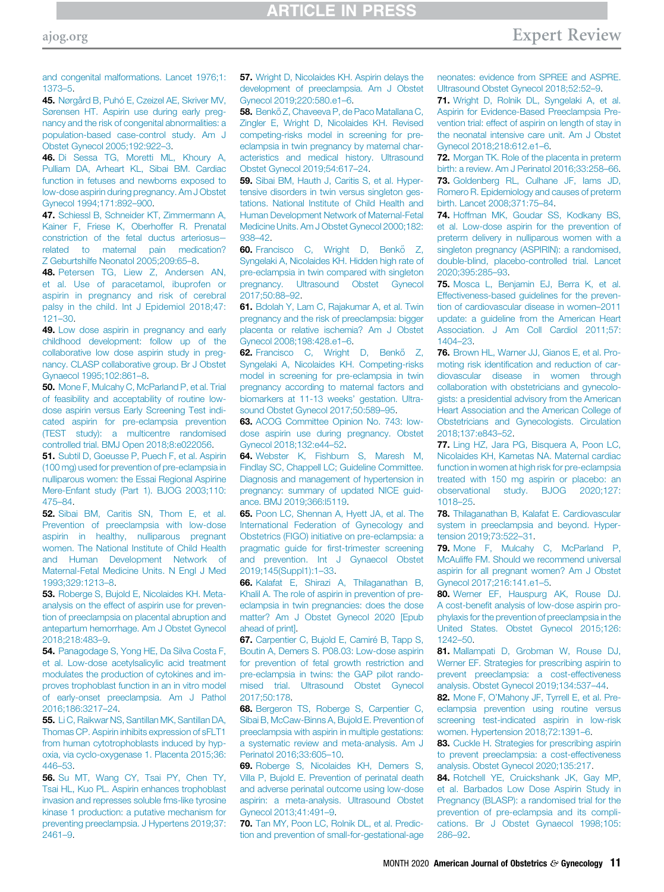and congenital malformations. Lancet 1976;1:1373–5.

**45.** Nørgård B, Puhó E, Czeizel AE, Skriver MV, Sørensen HT. Aspirin use during early pregnancy and the risk of congenital abnormalities: a population-based case-control study. Am J Obstet Gynecol 2005;192:922–3.

**46.** Di Sessa TG, Moretti ML, Khoury A, Pulliam DA, Arheart KL, Sibai BM. Cardiac function in fetuses and newborns exposed to low-dose aspirin during pregnancy. Am J Obstet Gynecol 1994;171:892–900.

**47.** Schiessl B, Schneider KT, Zimmermann A, Kainer F, Friese K, Oberhoffer R. Prenatal constriction of the fetal ductus arteriosus—related to maternal pain medication? Z Geburtshilfe Neonatol 2005;209:65–8.

**48.** Petersen TG, Liew Z, Andersen AN, et al. Use of paracetamol, ibuprofen or aspirin in pregnancy and risk of cerebral palsy in the child. Int J Epidemiol 2018;47:121–30.

**49.** Low dose aspirin in pregnancy and early childhood development: follow up of the collaborative low dose aspirin study in pregnancy. CLASP collaborative group. Br J Obstet Gynaecol 1995;102:861–8.

**50.** Mone F, Mulcahy C, McParland P, et al. Trial of feasibility and acceptability of routine low-dose aspirin versus Early Screening Test indicated aspirin for pre-eclampsia prevention (TEST study): a multicentre randomised controlled trial. BMJ Open 2018;8:e022056.

**51.** Subtil D, Goeusse P, Puech F, et al. Aspirin (100 mg) used for prevention of pre-eclampsia in nulliparous women: the Essai Regional Aspirine Mere-Enfant study (Part 1). BJOG 2003;110:475–84.

**52.** Sibai BM, Caritis SN, Thom E, et al. Prevention of preeclampsia with low-dose aspirin in healthy, nulliparous pregnant women. The National Institute of Child Health and Human Development Network of Maternal-Fetal Medicine Units. N Engl J Med 1993;329:1213–8.

**53.** Roberge S, Bujold E, Nicolaides KH. Meta-analysis on the effect of aspirin use for prevention of preeclampsia on placental abruption and antepartum hemorrhage. Am J Obstet Gynecol 2018;218:483–9.

**54.** Panagodage S, Yong HE, Da Silva Costa F, et al. Low-dose acetylsalicylic acid treatment modulates the production of cytokines and improves trophoblast function in an in vitro model of early-onset preeclampsia. Am J Pathol 2016;186:3217–24.

**55.** Li C, Raikwar NS, Santillan MK, Santillan DA, Thomas CP. Aspirin inhibits expression of sFLT1 from human cytotrophoblasts induced by hypoxia, via cyclo-oxygenase 1. Placenta 2015;36:446–53.

**56.** Su MT, Wang CY, Tsai PY, Chen TY, Tsai HL, Kuo PL. Aspirin enhances trophoblast invasion and represses soluble fms-like tyrosine kinase 1 production: a putative mechanism for preventing preeclampsia. J Hypertens 2019;37:2461–9.

**57.** Wright D, Nicolaides KH. Aspirin delays the development of preeclampsia. Am J Obstet Gynecol 2019;220:580.e1–6.

**58.** Benkő Z, Chaveeva P, de Paco Matallana C, Zingler E, Wright D, Nicolaides KH. Revised competing-risks model in screening for pre-eclampsia in twin pregnancy by maternal characteristics and medical history. Ultrasound Obstet Gynecol 2019;54:617–24.

**59.** Sibai BM, Hauth J, Caritis S, et al. Hypertensive disorders in twin versus singleton gestations. National Institute of Child Health and Human Development Network of Maternal-Fetal Medicine Units. Am J Obstet Gynecol 2000;182:938–42.

**60.** Francisco C, Wright D, Benkő Z, Syngelaki A, Nicolaides KH. Hidden high rate of pre-eclampsia in twin compared with singleton pregnancy. Ultrasound Obstet Gynecol 2017;50:88–92.

**61.** Bdolah Y, Lam C, Rajakumar A, et al. Twin pregnancy and the risk of preeclampsia: bigger placenta or relative ischemia? Am J Obstet Gynecol 2008;198:428.e1–6.

**62.** Francisco C, Wright D, Benkő Z, Syngelaki A, Nicolaides KH. Competing-risks model in screening for pre-eclampsia in twin pregnancy according to maternal factors and biomarkers at 11-13 weeks' gestation. Ultrasound Obstet Gynecol 2017;50:589–95.

**63.** ACOG Committee Opinion No. 743: low-dose aspirin use during pregnancy. Obstet Gynecol 2018;132:e44–52.

**64.** Webster K, Fishburn S, Maresh M, Findlay SC, Chappell LC; Guideline Committee. Diagnosis and management of hypertension in pregnancy: summary of updated NICE guidance. BMJ 2019;366:l5119.

**65.** Poon LC, Shennan A, Hyett JA, et al. The International Federation of Gynecology and Obstetrics (FIGO) initiative on pre-eclampsia: a pragmatic guide for first-trimester screening and prevention. Int J Gynaecol Obstet 2019;145(Suppl1):1–33.

**66.** Kalafat E, Shirazi A, Thilaganathan B, Khalil A. The role of aspirin in prevention of preeclampsia in twin pregnancies: does the dose matter? Am J Obstet Gynecol 2020 [Epub ahead of print].

**67.** Carpentier C, Bujold E, Camiré B, Tapp S, Boutin A, Demers S. P08.03: Low-dose aspirin for prevention of fetal growth restriction and pre-eclampsia in twins: the GAP pilot randomised trial. Ultrasound Obstet Gynecol 2017;50:178.

**68.** Bergeron TS, Roberge S, Carpentier C, Sibai B, McCaw-Binns A, Bujold E. Prevention of preeclampsia with aspirin in multiple gestations: a systematic review and meta-analysis. Am J Perinatol 2016;33:605–10.

**69.** Roberge S, Nicolaides KH, Demers S, Villa P, Bujold E. Prevention of perinatal death and adverse perinatal outcome using low-dose aspirin: a meta-analysis. Ultrasound Obstet Gynecol 2013;41:491–9.

**70.** Tan MY, Poon LC, Rolnik DL, et al. Prediction and prevention of small-for-gestational-age neonates: evidence from SPREE and ASPRE. Ultrasound Obstet Gynecol 2018;52:52–9.

**71.** Wright D, Rolnik DL, Syngelaki A, et al. Aspirin for Evidence-Based Preeclampsia Prevention trial: effect of aspirin on length of stay in the neonatal intensive care unit. Am J Obstet Gynecol 2018;218:612.e1–6.

**72.** Morgan TK. Role of the placenta in preterm birth: a review. Am J Perinatol 2016;33:258–66.

**73.** Goldenberg RL, Culhane JF, Iams JD, Romero R. Epidemiology and causes of preterm birth. Lancet 2008;371:75–84.

**74.** Hoffman MK, Goudar SS, Kodkany BS, et al. Low-dose aspirin for the prevention of preterm delivery in nulliparous women with a singleton pregnancy (ASPIRIN): a randomised, double-blind, placebo-controlled trial. Lancet 2020;395:285–93.

**75.** Mosca L, Benjamin EJ, Berra K, et al. Effectiveness-based guidelines for the prevention of cardiovascular disease in women–2011 update: a guideline from the American Heart Association. J Am Coll Cardiol 2011;57:1404–23.

**76.** Brown HL, Warner JJ, Gianos E, et al. Promoting risk identification and reduction of cardiovascular disease in women through collaboration with obstetricians and gynecologists: a presidential advisory from the American Heart Association and the American College of Obstetricians and Gynecologists. Circulation 2018;137:e843–52.

**77.** Ling HZ, Jara PG, Bisquera A, Poon LC, Nicolaides KH, Kametas NA. Maternal cardiac function in women at high risk for pre-eclampsia treated with 150 mg aspirin or placebo: an observational study. BJOG 2020;127:1018–25.

**78.** Thilaganathan B, Kalafat E. Cardiovascular system in preeclampsia and beyond. Hypertension 2019;73:522–31.

**79.** Mone F, Mulcahy C, McParland P, McAuliffe FM. Should we recommend universal aspirin for all pregnant women? Am J Obstet Gynecol 2017;216:141.e1–5.

**80.** Werner EF, Hauspurg AK, Rouse DJ. A cost-benefit analysis of low-dose aspirin prophylaxis for the prevention of preeclampsia in the United States. Obstet Gynecol 2015;126:1242–50.

**81.** Mallampati D, Grobman W, Rouse DJ, Werner EF. Strategies for prescribing aspirin to prevent preeclampsia: a cost-effectiveness analysis. Obstet Gynecol 2019;134:537–44.

**82.** Mone F, O'Mahony JF, Tyrrell E, et al. Preeclampsia prevention using routine versus screening test-indicated aspirin in low-risk women. Hypertension 2018;72:1391–6.

**83.** Cuckle H. Strategies for prescribing aspirin to prevent preeclampsia: a cost-effectiveness analysis. Obstet Gynecol 2020;135:217.

**84.** Rotchell YE, Cruickshank JK, Gay MP, et al. Barbados Low Dose Aspirin Study in Pregnancy (BLASP): a randomised trial for the prevention of pre-eclampsia and its complications. Br J Obstet Gynaecol 1998;105:286–92.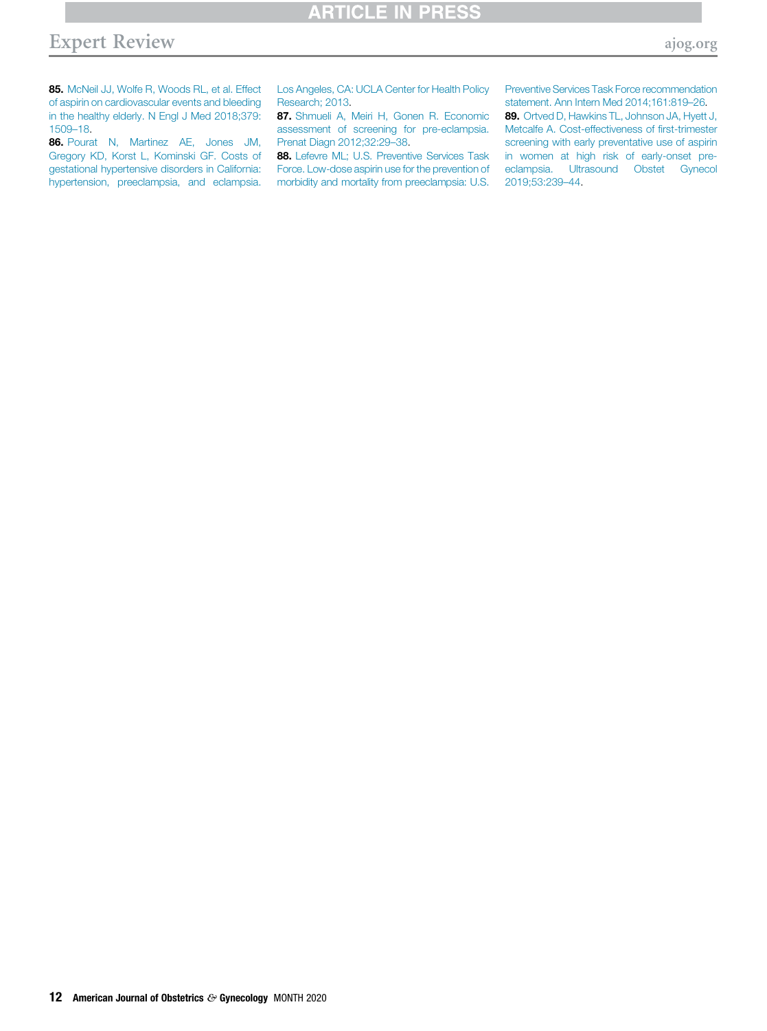**85.** McNeil JJ, Wolfe R, Woods RL, et al. Effect of aspirin on cardiovascular events and bleeding in the healthy elderly. N Engl J Med 2018;379:1509–18.

**86.** Pourat N, Martinez AE, Jones JM, Gregory KD, Korst L, Kominski GF. Costs of gestational hypertensive disorders in California: hypertension, preeclampsia, and eclampsia. Los Angeles, CA: UCLA Center for Health Policy Research; 2013.

**87.** Shmueli A, Meiri H, Gonen R. Economic assessment of screening for pre-eclampsia. Prenat Diagn 2012;32:29–38.

**88.** Lefevre ML; U.S. Preventive Services Task Force. Low-dose aspirin use for the prevention of morbidity and mortality from preeclampsia: U.S. Preventive Services Task Force recommendation statement. Ann Intern Med 2014;161:819–26.

**89.** Ortved D, Hawkins TL, Johnson JA, Hyett J, Metcalfe A. Cost-effectiveness of first-trimester screening with early preventative use of aspirin in women at high risk of early-onset pre-eclampsia. Ultrasound Obstet Gynecol 2019;53:239–44.